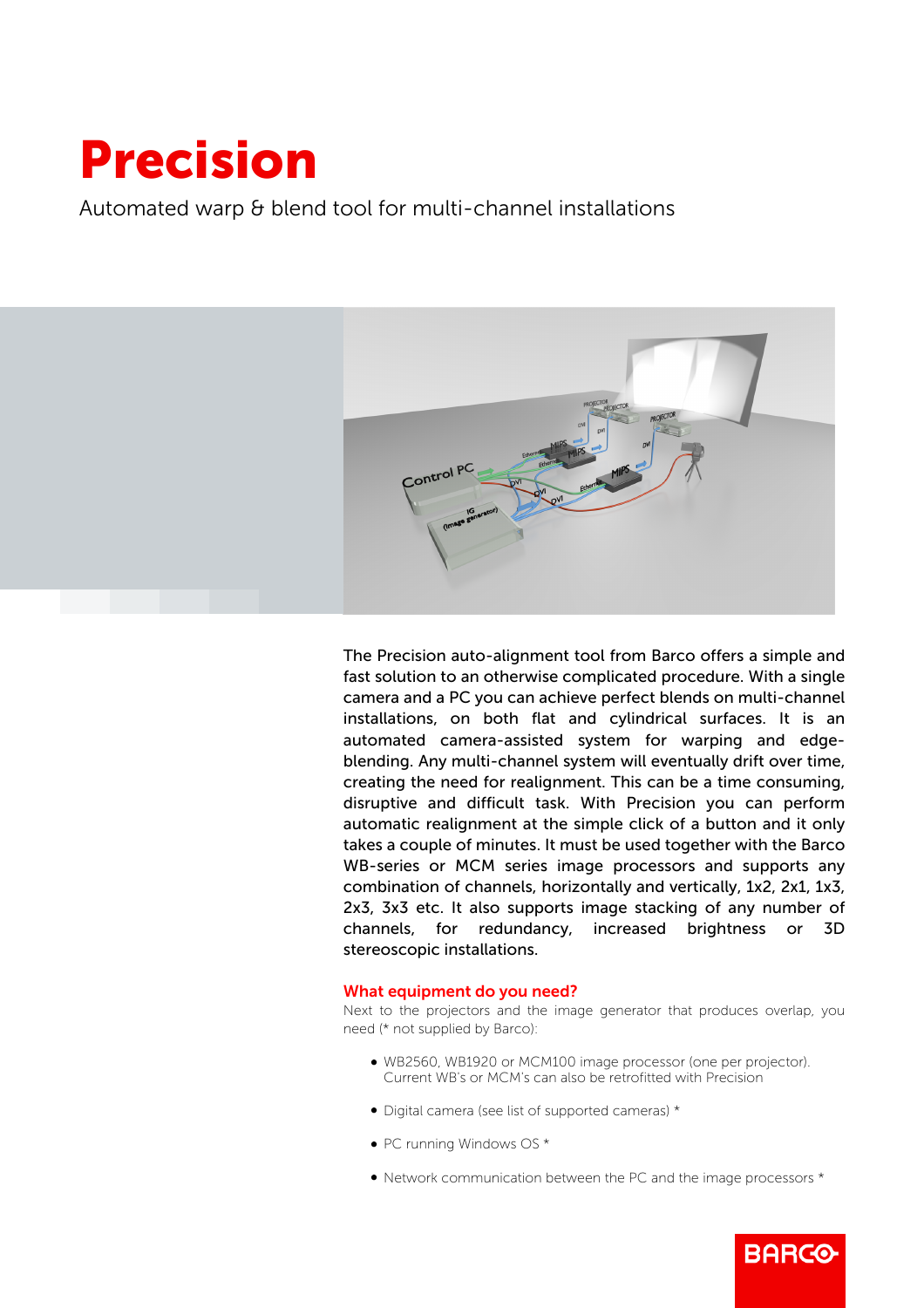# Precision

Automated warp & blend tool for multi-channel installations

The Precision auto-alignment tool from Barco offers a simple and fast solution to an otherwise complicated procedure. With a single camera and a PC you can achieve perfect blends on multi-channel installations, on both flat and cylindrical surfaces. It is an automated camera-assisted system for warping and edge-blending. Any multi-channel system will eventually drift over time, creating the need for realignment. This can be a time consuming, disruptive and difficult task. With Precision you can perform automatic realignment at the simple click of a button and it only takes a couple of minutes. It must be used together with the Barco WB-series or MCM series image processors and supports any combination of channels, horizontally and vertically, 1x2, 2x1, 1x3, 2x3, 3x3 etc. It also supports image stacking of any number of channels, for redundancy, increased brightness or 3D stereoscopic installations.

## What equipment do you need?

Next to the projectors and the image generator that produces overlap, you need (* not supplied by Barco):

- WB2560, WB1920 or MCM100 image processor (one per projector). Current WB's or MCM's can also be retrofitted with Precision
- Digital camera (see list of supported cameras) *
- PC running Windows OS *
- Network communication between the PC and the image processors *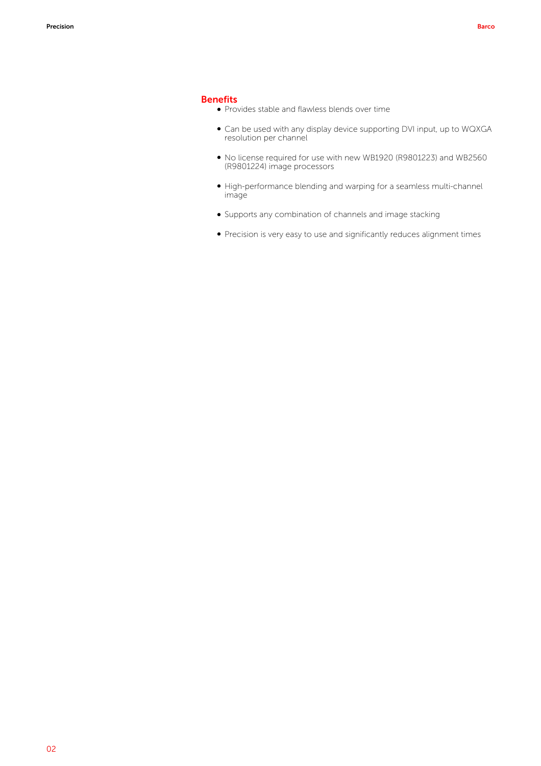## Benefits

- Provides stable and flawless blends over time
- Can be used with any display device supporting DVI input, up to WQXGA resolution per channel
- No license required for use with new WB1920 (R9801223) and WB2560 (R9801224) image processors
- High-performance blending and warping for a seamless multi-channel image
- Supports any combination of channels and image stacking
- Precision is very easy to use and significantly reduces alignment times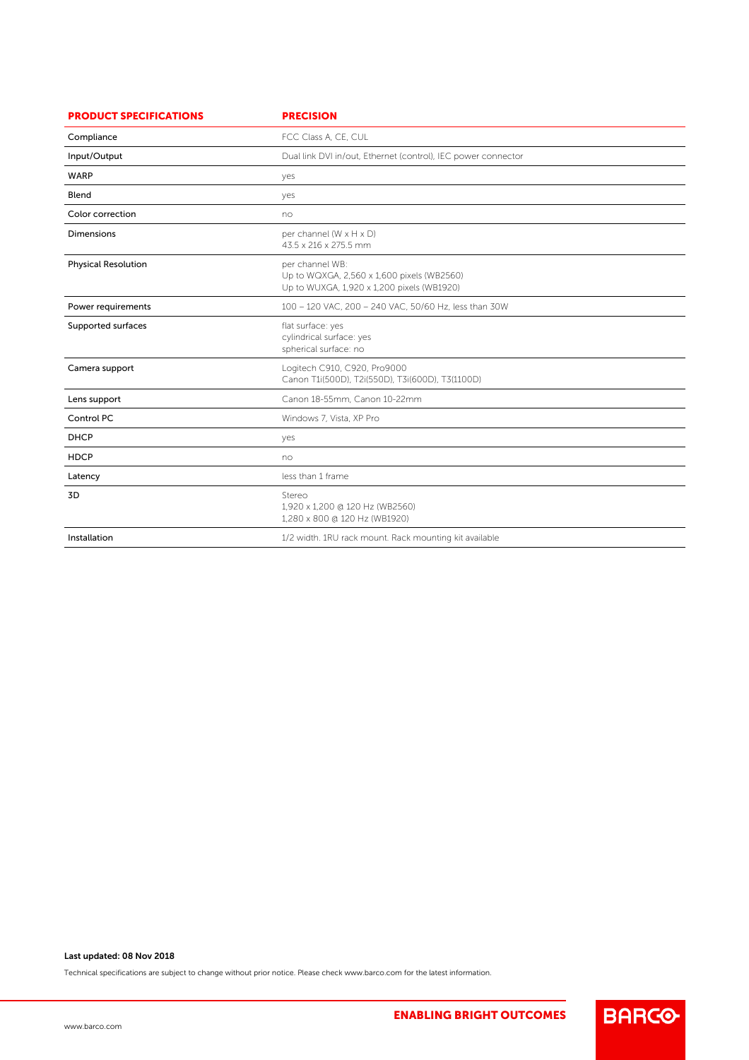| PRODUCT SPECIFICATIONS | PRECISION |
|---|---|
| Compliance | FCC Class A, CE, CUL |
| Input/Output | Dual link DVI in/out, Ethernet (control), IEC power connector |
| WARP | yes |
| Blend | yes |
| Color correction | no |
| Dimensions | per channel (W x H x D)<br>43.5 x 216 x 275.5 mm |
| Physical Resolution | per channel WB:<br>Up to WQXGA, 2,560 x 1,600 pixels (WB2560)<br>Up to WUXGA, 1,920 x 1,200 pixels (WB1920) |
| Power requirements | 100 – 120 VAC, 200 – 240 VAC, 50/60 Hz, less than 30W |
| Supported surfaces | flat surface: yes<br>cylindrical surface: yes<br>spherical surface: no |
| Camera support | Logitech C910, C920, Pro9000<br>Canon T1i(500D), T2i(550D), T3i(600D), T3(1100D) |
| Lens support | Canon 18-55mm, Canon 10-22mm |
| Control PC | Windows 7, Vista, XP Pro |
| DHCP | yes |
| HDCP | no |
| Latency | less than 1 frame |
| 3D | Stereo<br>1,920 x 1,200 @ 120 Hz (WB2560)<br>1,280 x 800 @ 120 Hz (WB1920) |
| Installation | 1/2 width. 1RU rack mount. Rack mounting kit available |

**Last updated: 08 Nov 2018**

Technical specifications are subject to change without prior notice. Please check www.barco.com for the latest information.

**ENABLING BRIGHT OUTCOMES**